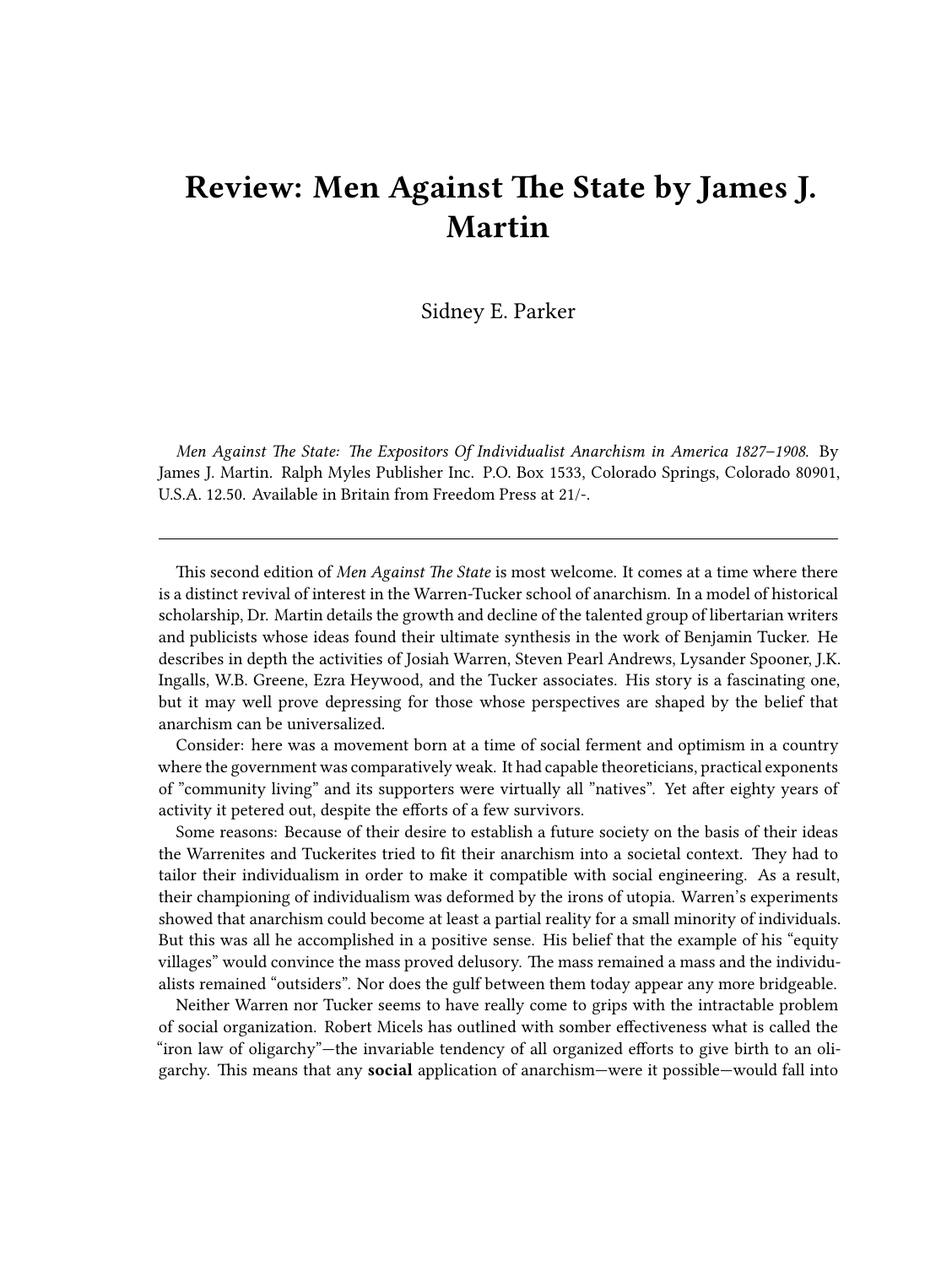# Review: Men Against The State by James J. Martin

Sidney E. Parker

*Men Against The State: The Expositors Of Individualist Anarchism in America 1827–1908.* By James J. Martin. Ralph Myles Publisher Inc. P.O. Box 1533, Colorado Springs, Colorado 80901, U.S.A. 12.50. Available in Britain from Freedom Press at 21/-.

---

This second edition of *Men Against The State* is most welcome. It comes at a time where there is a distinct revival of interest in the Warren-Tucker school of anarchism. In a model of historical scholarship, Dr. Martin details the growth and decline of the talented group of libertarian writers and publicists whose ideas found their ultimate synthesis in the work of Benjamin Tucker. He describes in depth the activities of Josiah Warren, Steven Pearl Andrews, Lysander Spooner, J.K. Ingalls, W.B. Greene, Ezra Heywood, and the Tucker associates. His story is a fascinating one, but it may well prove depressing for those whose perspectives are shaped by the belief that anarchism can be universalized.

Consider: here was a movement born at a time of social ferment and optimism in a country where the government was comparatively weak. It had capable theoreticians, practical exponents of "community living" and its supporters were virtually all "natives". Yet after eighty years of activity it petered out, despite the efforts of a few survivors.

Some reasons: Because of their desire to establish a future society on the basis of their ideas the Warrenites and Tuckerites tried to fit their anarchism into a societal context. They had to tailor their individualism in order to make it compatible with social engineering. As a result, their championing of individualism was deformed by the irons of utopia. Warren's experiments showed that anarchism could become at least a partial reality for a small minority of individuals. But this was all he accomplished in a positive sense. His belief that the example of his "equity villages" would convince the mass proved delusory. The mass remained a mass and the individualists remained "outsiders". Nor does the gulf between them today appear any more bridgeable.

Neither Warren nor Tucker seems to have really come to grips with the intractable problem of social organization. Robert Micels has outlined with somber effectiveness what is called the "iron law of oligarchy"—the invariable tendency of all organized efforts to give birth to an oligarchy. This means that any **social** application of anarchism—were it possible—would fall into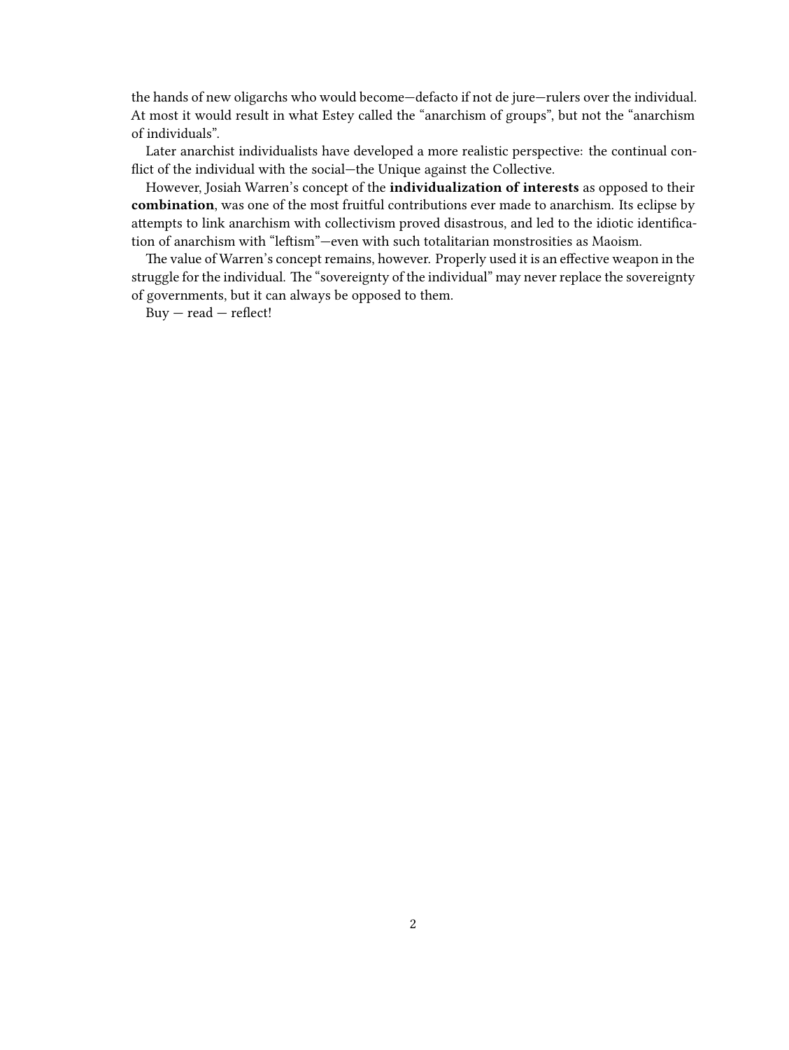the hands of new oligarchs who would become—defacto if not de jure—rulers over the individual. At most it would result in what Estey called the "anarchism of groups", but not the "anarchism of individuals".

Later anarchist individualists have developed a more realistic perspective: the continual conflict of the individual with the social—the Unique against the Collective.

However, Josiah Warren's concept of the **individualization of interests** as opposed to their **combination**, was one of the most fruitful contributions ever made to anarchism. Its eclipse by attempts to link anarchism with collectivism proved disastrous, and led to the idiotic identification of anarchism with "leftism"—even with such totalitarian monstrosities as Maoism.

The value of Warren's concept remains, however. Properly used it is an effective weapon in the struggle for the individual. The "sovereignty of the individual" may never replace the sovereignty of governments, but it can always be opposed to them.

Buy — read — reflect!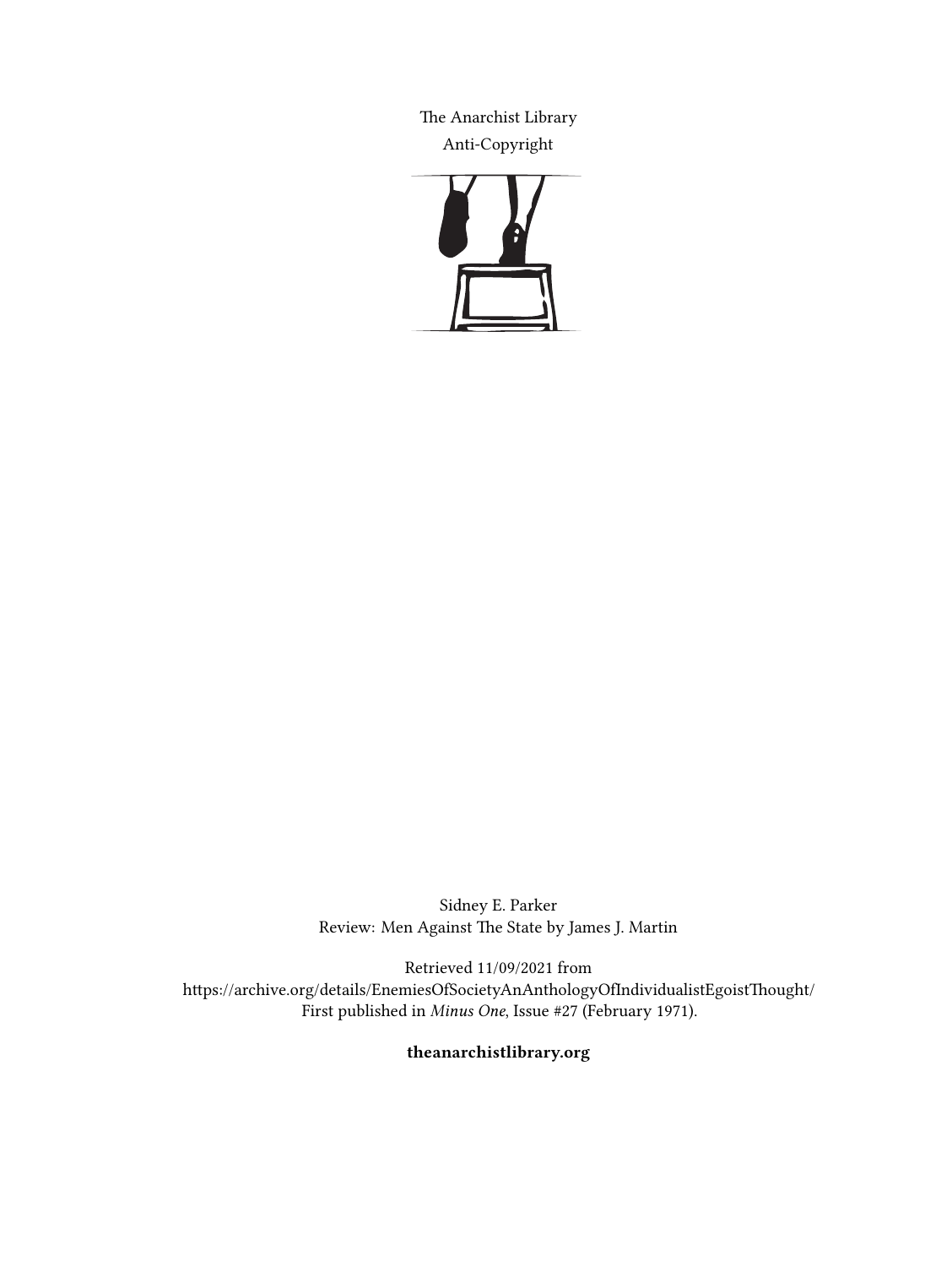The Anarchist Library
Anti-Copyright

Sidney E. Parker
Review: Men Against The State by James J. Martin

Retrieved 11/09/2021 from
https://archive.org/details/EnemiesOfSocietyAnAnthologyOfIndividualistEgoistThought/
First published in *Minus One*, Issue #27 (February 1971).

**theanarchistlibrary.org**